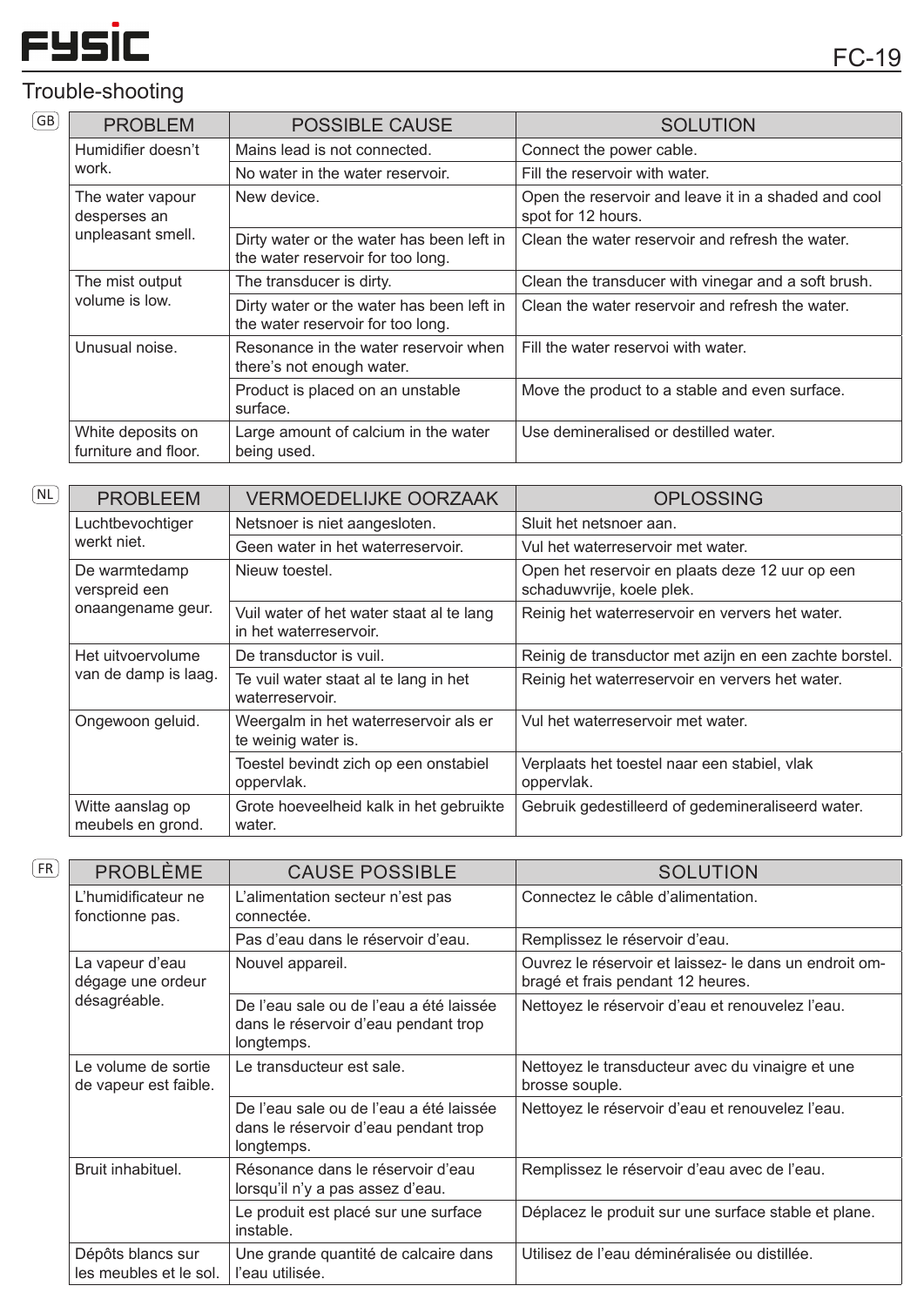## Trouble-shooting

GB

| PROBLEM | POSSIBLE CAUSE | SOLUTION |
|---|---|---|
| Humidifier doesn't work. | Mains lead is not connected. | Connect the power cable. |
| | No water in the water reservoir. | Fill the reservoir with water. |
| The water vapour desperses an unpleasant smell. | New device. | Open the reservoir and leave it in a shaded and cool spot for 12 hours. |
| | Dirty water or the water has been left in the water reservoir for too long. | Clean the water reservoir and refresh the water. |
| The mist output volume is low. | The transducer is dirty. | Clean the transducer with vinegar and a soft brush. |
| | Dirty water or the water has been left in the water reservoir for too long. | Clean the water reservoir and refresh the water. |
| Unusual noise. | Resonance in the water reservoir when there's not enough water. | Fill the water reservoi with water. |
| | Product is placed on an unstable surface. | Move the product to a stable and even surface. |
| White deposits on furniture and floor. | Large amount of calcium in the water being used. | Use demineralised or destilled water. |

NL

| PROBLEEM | VERMOEDELIJKE OORZAAK | OPLOSSING |
|---|---|---|
| Luchtbevochtiger werkt niet. | Netsnoer is niet aangesloten. | Sluit het netsnoer aan. |
| | Geen water in het waterreservoir. | Vul het waterreservoir met water. |
| De warmtedamp verspreid een onaangename geur. | Nieuw toestel. | Open het reservoir en plaats deze 12 uur op een schaduwvrije, koele plek. |
| | Vuil water of het water staat al te lang in het waterreservoir. | Reinig het waterreservoir en ververs het water. |
| Het uitvoervolume van de damp is laag. | De transductor is vuil. | Reinig de transductor met azijn en een zachte borstel. |
| | Te vuil water staat al te lang in het waterreservoir. | Reinig het waterreservoir en ververs het water. |
| Ongewoon geluid. | Weergalm in het waterreservoir als er te weinig water is. | Vul het waterreservoir met water. |
| | Toestel bevindt zich op een onstabiel oppervlak. | Verplaats het toestel naar een stabiel, vlak oppervlak. |
| Witte aanslag op meubels en grond. | Grote hoeveelheid kalk in het gebruikte water. | Gebruik gedestilleerd of gedemineraliseerd water. |

FR

| PROBLÈME | CAUSE POSSIBLE | SOLUTION |
|---|---|---|
| L'humidificateur ne fonctionne pas. | L'alimentation secteur n'est pas connectée. | Connectez le câble d'alimentation. |
| | Pas d'eau dans le réservoir d'eau. | Remplissez le réservoir d'eau. |
| La vapeur d'eau dégage une ordeur désagréable. | Nouvel appareil. | Ouvrez le réservoir et laissez- le dans un endroit om-bragé et frais pendant 12 heures. |
| | De l'eau sale ou de l'eau a été laissée dans le réservoir d'eau pendant trop longtemps. | Nettoyez le réservoir d'eau et renouvelez l'eau. |
| Le volume de sortie de vapeur est faible. | Le transducteur est sale. | Nettoyez le transducteur avec du vinaigre et une brosse souple. |
| | De l'eau sale ou de l'eau a été laissée dans le réservoir d'eau pendant trop longtemps. | Nettoyez le réservoir d'eau et renouvelez l'eau. |
| Bruit inhabituel. | Résonance dans le réservoir d'eau lorsqu'il n'y a pas assez d'eau. | Remplissez le réservoir d'eau avec de l'eau. |
| | Le produit est placé sur une surface instable. | Déplacez le produit sur une surface stable et plane. |
| Dépôts blancs sur les meubles et le sol. | Une grande quantité de calcaire dans l'eau utilisée. | Utilisez de l'eau déminéralisée ou distillée. |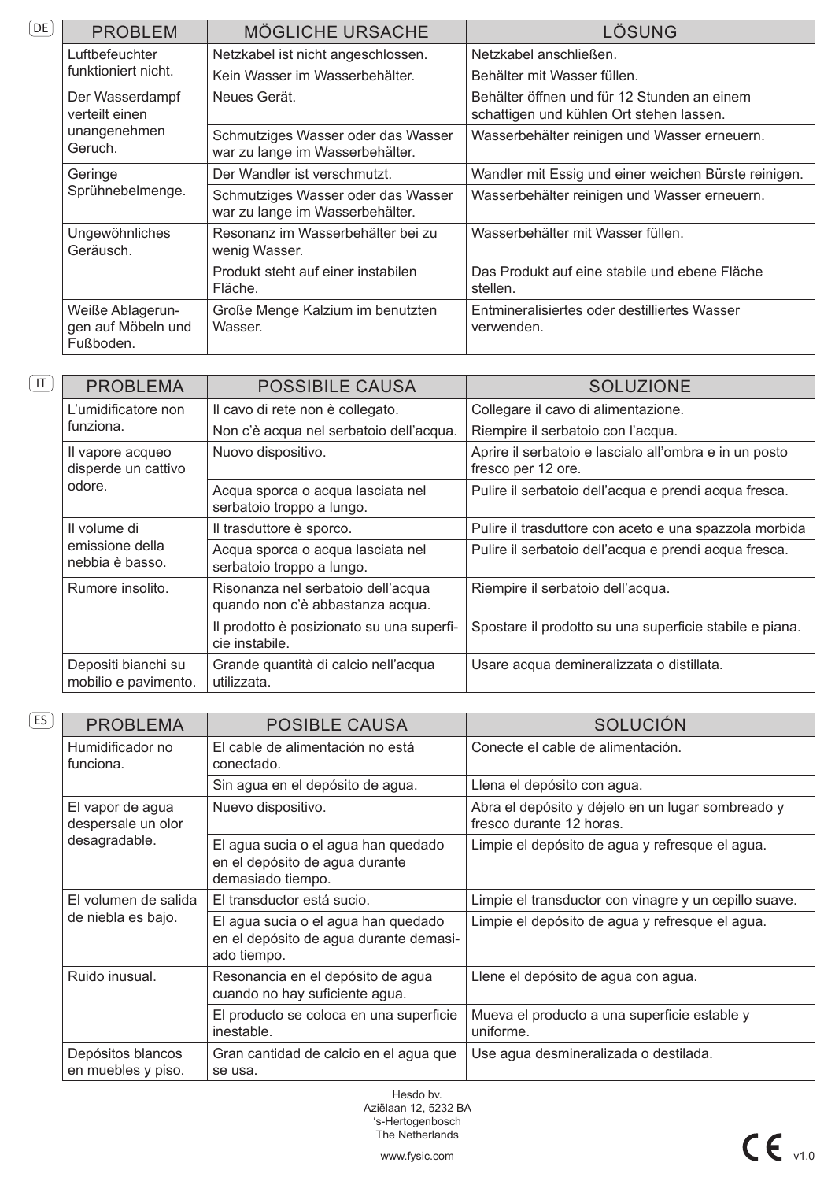DE

| PROBLEM | MÖGLICHE URSACHE | LÖSUNG |
| --- | --- | --- |
| Luftbefeuchter funktioniert nicht. | Netzkabel ist nicht angeschlossen. | Netzkabel anschließen. |
| | Kein Wasser im Wasserbehälter. | Behälter mit Wasser füllen. |
| Der Wasserdampf verteilt einen unangenehmen Geruch. | Neues Gerät. | Behälter öffnen und für 12 Stunden an einem schattigen und kühlen Ort stehen lassen. |
| | Schmutziges Wasser oder das Wasser war zu lange im Wasserbehälter. | Wasserbehälter reinigen und Wasser erneuern. |
| Geringe Sprühnebelmenge. | Der Wandler ist verschmutzt. | Wandler mit Essig und einer weichen Bürste reinigen. |
| | Schmutziges Wasser oder das Wasser war zu lange im Wasserbehälter. | Wasserbehälter reinigen und Wasser erneuern. |
| Ungewöhnliches Geräusch. | Resonanz im Wasserbehälter bei zu wenig Wasser. | Wasserbehälter mit Wasser füllen. |
| | Produkt steht auf einer instabilen Fläche. | Das Produkt auf eine stabile und ebene Fläche stellen. |
| Weiße Ablagerungen auf Möbeln und Fußboden. | Große Menge Kalzium im benutzten Wasser. | Entmineralisiertes oder destilliertes Wasser verwenden. |

IT

| PROBLEMA | POSSIBILE CAUSA | SOLUZIONE |
| --- | --- | --- |
| L'umidificatore non funziona. | Il cavo di rete non è collegato. | Collegare il cavo di alimentazione. |
| | Non c'è acqua nel serbatoio dell'acqua. | Riempire il serbatoio con l'acqua. |
| Il vapore acqueo disperde un cattivo odore. | Nuovo dispositivo. | Aprire il serbatoio e lascialo all'ombra e in un posto fresco per 12 ore. |
| | Acqua sporca o acqua lasciata nel serbatoio troppo a lungo. | Pulire il serbatoio dell'acqua e prendi acqua fresca. |
| Il volume di emissione della nebbia è basso. | Il trasduttore è sporco. | Pulire il trasduttore con aceto e una spazzola morbida |
| | Acqua sporca o acqua lasciata nel serbatoio troppo a lungo. | Pulire il serbatoio dell'acqua e prendi acqua fresca. |
| Rumore insolito. | Risonanza nel serbatoio dell'acqua quando non c'è abbastanza acqua. | Riempire il serbatoio dell'acqua. |
| | Il prodotto è posizionato su una superficie instabile. | Spostare il prodotto su una superficie stabile e piana. |
| Depositi bianchi su mobilio e pavimento. | Grande quantità di calcio nell'acqua utilizzata. | Usare acqua demineralizzata o distillata. |

ES

| PROBLEMA | POSIBLE CAUSA | SOLUCIÓN |
| --- | --- | --- |
| Humidificador no funciona. | El cable de alimentación no está conectado. | Conecte el cable de alimentación. |
| | Sin agua en el depósito de agua. | Llena el depósito con agua. |
| El vapor de agua despersale un olor desagradable. | Nuevo dispositivo. | Abra el depósito y déjelo en un lugar sombreado y fresco durante 12 horas. |
| | El agua sucia o el agua han quedado en el depósito de agua durante demasiado tiempo. | Limpie el depósito de agua y refresque el agua. |
| El volumen de salida de niebla es bajo. | El transductor está sucio. | Limpie el transductor con vinagre y un cepillo suave. |
| | El agua sucia o el agua han quedado en el depósito de agua durante demasiado tiempo. | Limpie el depósito de agua y refresque el agua. |
| Ruido inusual. | Resonancia en el depósito de agua cuando no hay suficiente agua. | Llene el depósito de agua con agua. |
| | El producto se coloca en una superficie inestable. | Mueva el producto a una superficie estable y uniforme. |
| Depósitos blancos en muebles y piso. | Gran cantidad de calcio en el agua que se usa. | Use agua desmineralizada o destilada. |

Hesdo bv.
Aziëlaan 12, 5232 BA
'S-Hertogenbosch
The Netherlands

www.fysic.com

CE v1.0